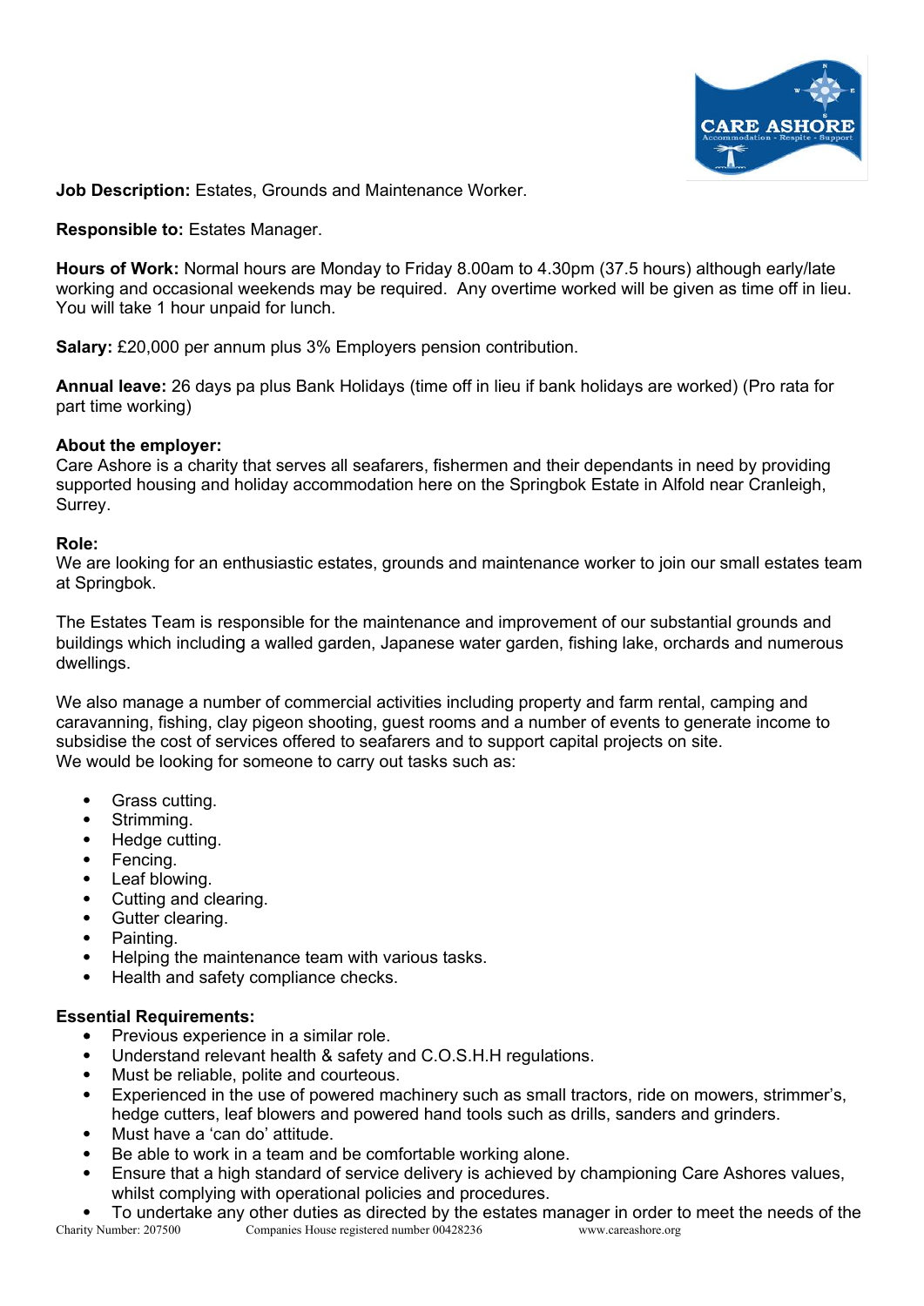**Job Description:** Estates, Grounds and Maintenance Worker.

**Responsible to:** Estates Manager.

**Hours of Work:** Normal hours are Monday to Friday 8.00am to 4.30pm (37.5 hours) although early/late working and occasional weekends may be required. Any overtime worked will be given as time off in lieu. You will take 1 hour unpaid for lunch.

**Salary:** £20,000 per annum plus 3% Employers pension contribution.

**Annual leave:** 26 days pa plus Bank Holidays (time off in lieu if bank holidays are worked) (Pro rata for part time working)

**About the employer:**
Care Ashore is a charity that serves all seafarers, fishermen and their dependants in need by providing supported housing and holiday accommodation here on the Springbok Estate in Alfold near Cranleigh, Surrey.

**Role:**
We are looking for an enthusiastic estates, grounds and maintenance worker to join our small estates team at Springbok.

The Estates Team is responsible for the maintenance and improvement of our substantial grounds and buildings which including a walled garden, Japanese water garden, fishing lake, orchards and numerous dwellings.

We also manage a number of commercial activities including property and farm rental, camping and caravanning, fishing, clay pigeon shooting, guest rooms and a number of events to generate income to subsidise the cost of services offered to seafarers and to support capital projects on site.
We would be looking for someone to carry out tasks such as:

- Grass cutting.
- Strimming.
- Hedge cutting.
- Fencing.
- Leaf blowing.
- Cutting and clearing.
- Gutter clearing.
- Painting.
- Helping the maintenance team with various tasks.
- Health and safety compliance checks.

**Essential Requirements:**

- Previous experience in a similar role.
- Understand relevant health & safety and C.O.S.H.H regulations.
- Must be reliable, polite and courteous.
- Experienced in the use of powered machinery such as small tractors, ride on mowers, strimmer's, hedge cutters, leaf blowers and powered hand tools such as drills, sanders and grinders.
- Must have a 'can do' attitude.
- Be able to work in a team and be comfortable working alone.
- Ensure that a high standard of service delivery is achieved by championing Care Ashores values, whilst complying with operational policies and procedures.
- To undertake any other duties as directed by the estates manager in order to meet the needs of the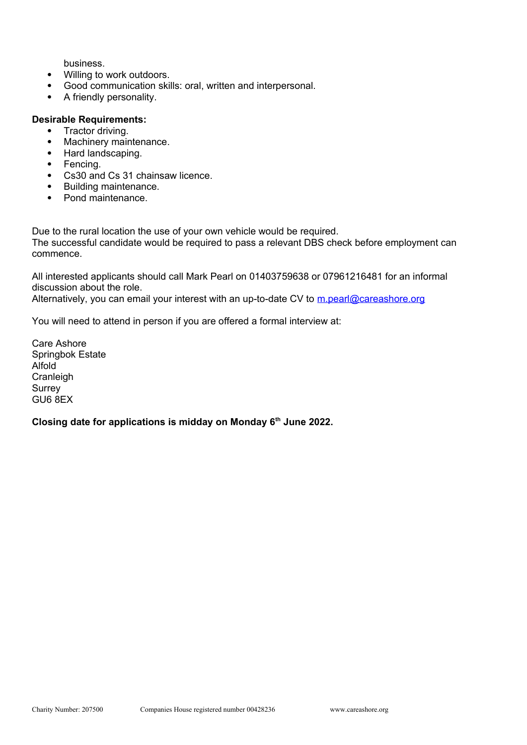business.
- Willing to work outdoors.
- Good communication skills: oral, written and interpersonal.
- A friendly personality.

**Desirable Requirements:**
- Tractor driving.
- Machinery maintenance.
- Hard landscaping.
- Fencing.
- Cs30 and Cs 31 chainsaw licence.
- Building maintenance.
- Pond maintenance.

Due to the rural location the use of your own vehicle would be required.
The successful candidate would be required to pass a relevant DBS check before employment can commence.

All interested applicants should call Mark Pearl on 01403759638 or 07961216481 for an informal discussion about the role.
Alternatively, you can email your interest with an up-to-date CV to m.pearl@careashore.org

You will need to attend in person if you are offered a formal interview at:

Care Ashore
Springbok Estate
Alfold
Cranleigh
Surrey
GU6 8EX

**Closing date for applications is midday on Monday 6th June 2022.**

Charity Number: 207500 Companies House registered number 00428236 www.careashore.org